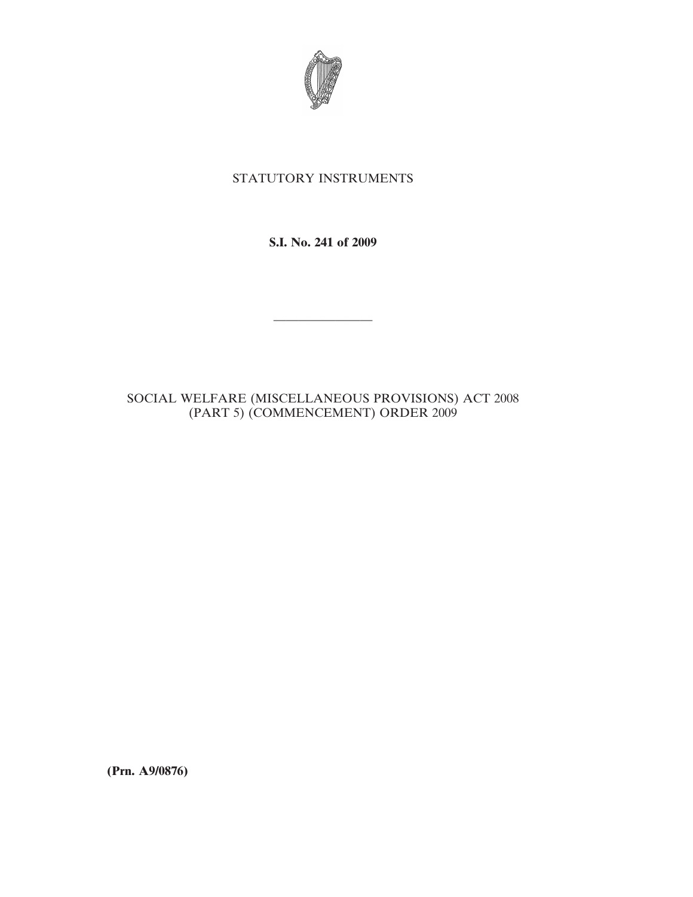STATUTORY INSTRUMENTS

**S.I. No. 241 of 2009**

———————

SOCIAL WELFARE (MISCELLANEOUS PROVISIONS) ACT 2008 (PART 5) (COMMENCEMENT) ORDER 2009

**(Prn. A9/0876)**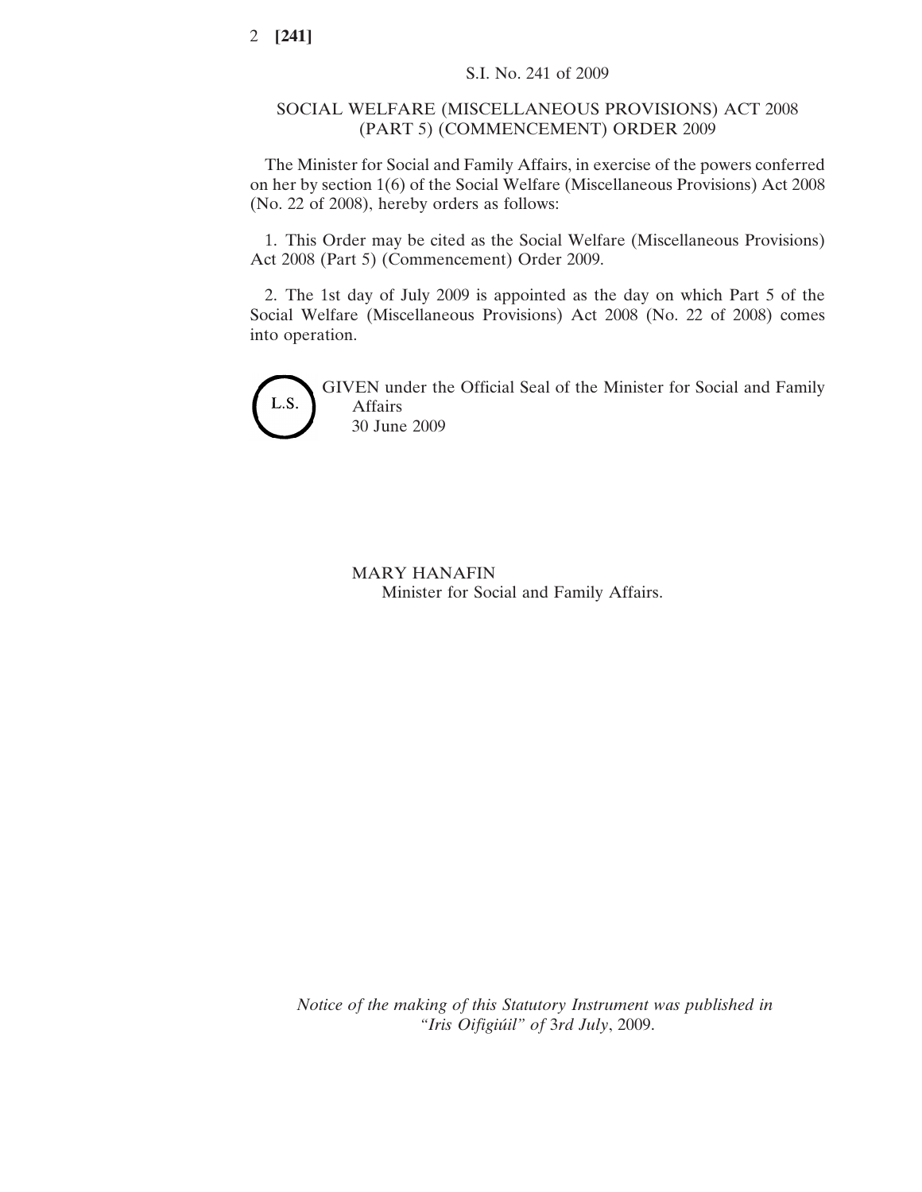S.I. No. 241 of 2009

# SOCIAL WELFARE (MISCELLANEOUS PROVISIONS) ACT 2008 (PART 5) (COMMENCEMENT) ORDER 2009

The Minister for Social and Family Affairs, in exercise of the powers conferred on her by section 1(6) of the Social Welfare (Miscellaneous Provisions) Act 2008 (No. 22 of 2008), hereby orders as follows:

1. This Order may be cited as the Social Welfare (Miscellaneous Provisions) Act 2008 (Part 5) (Commencement) Order 2009.

2. The 1st day of July 2009 is appointed as the day on which Part 5 of the Social Welfare (Miscellaneous Provisions) Act 2008 (No. 22 of 2008) comes into operation.

L.S.

GIVEN under the Official Seal of the Minister for Social and Family Affairs
30 June 2009

MARY HANAFIN
Minister for Social and Family Affairs.

*Notice of the making of this Statutory Instrument was published in "Iris Oifigiúil" of 3rd July, 2009.*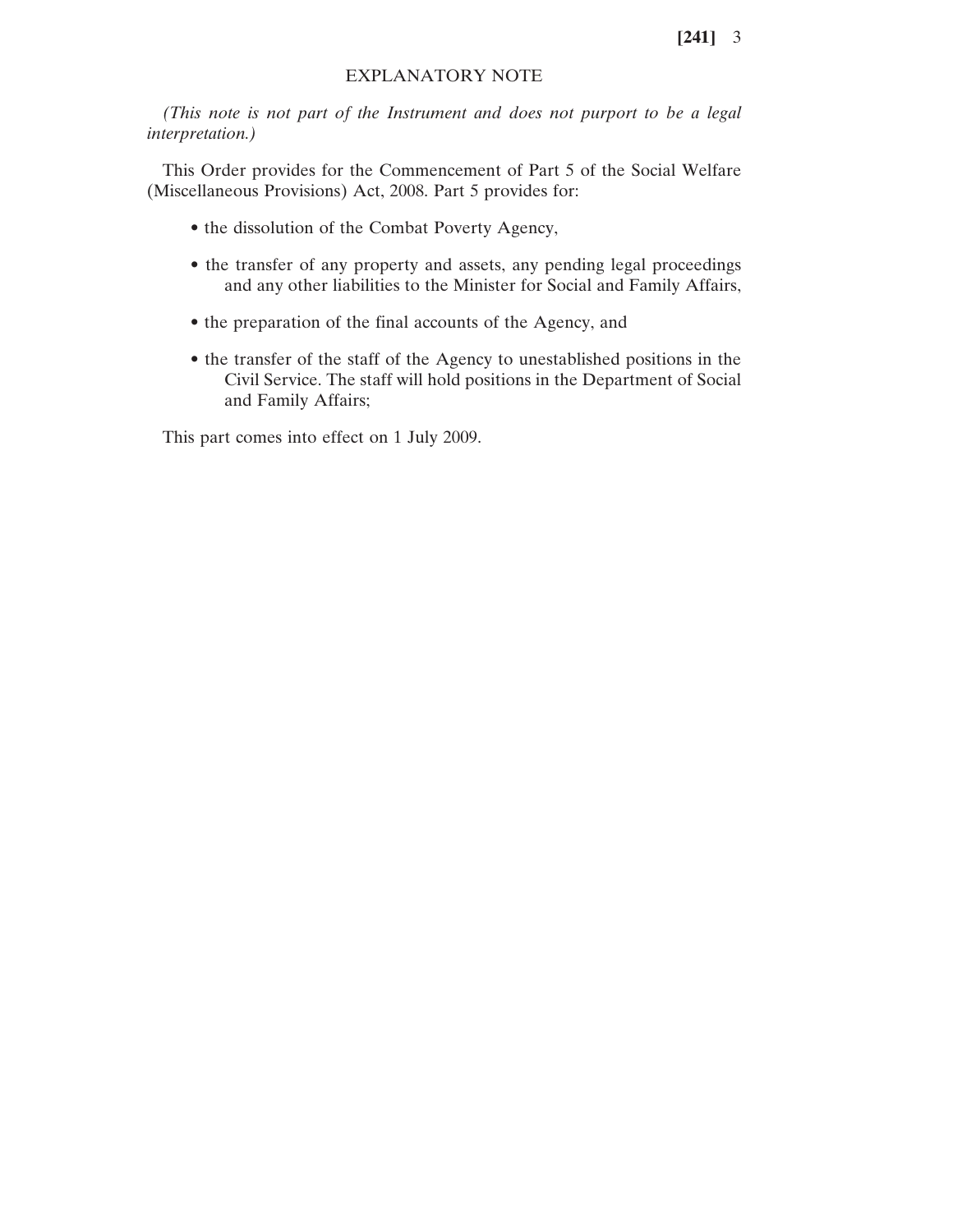# EXPLANATORY NOTE

*(This note is not part of the Instrument and does not purport to be a legal interpretation.)*

This Order provides for the Commencement of Part 5 of the Social Welfare (Miscellaneous Provisions) Act, 2008. Part 5 provides for:

- the dissolution of the Combat Poverty Agency,
- the transfer of any property and assets, any pending legal proceedings and any other liabilities to the Minister for Social and Family Affairs,
- the preparation of the final accounts of the Agency, and
- the transfer of the staff of the Agency to unestablished positions in the Civil Service. The staff will hold positions in the Department of Social and Family Affairs;

This part comes into effect on 1 July 2009.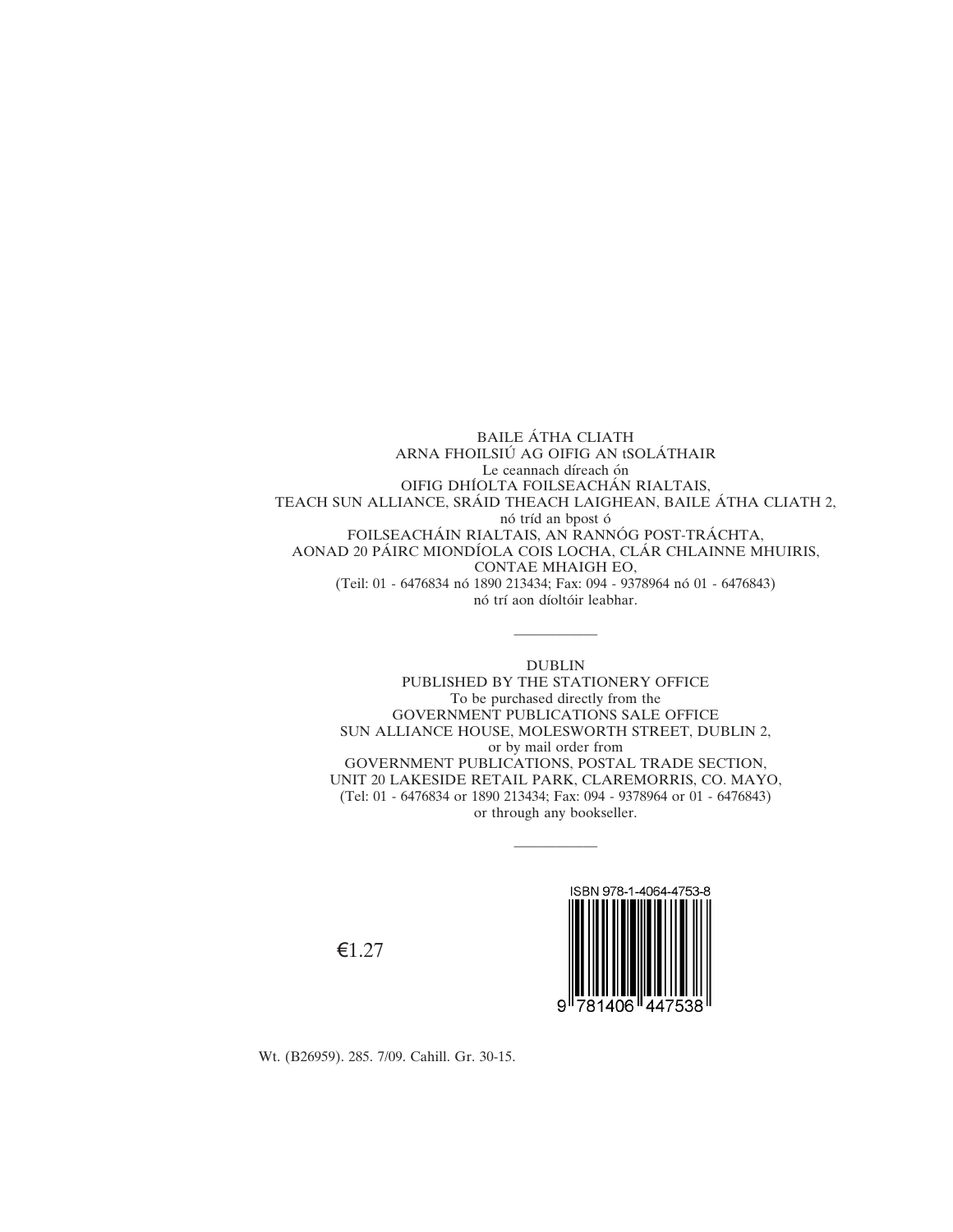BAILE ÁTHA CLIATH
ARNA FHOILSIÚ AG OIFIG AN tSOLÁTHAIR
Le ceannach díreach ón
OIFIG DHÍOLTA FOILSEACHÁN RIALTAIS,
TEACH SUN ALLIANCE, SRÁID THEACH LAIGHEAN, BAILE ÁTHA CLIATH 2,
nó tríd an bpost ó
FOILSEACHÁIN RIALTAIS, AN RANNÓG POST-TRÁCHTA,
AONAD 20 PÁIRC MIONDÍOLA COIS LOCHA, CLÁR CHLAINNE MHUIRIS,
CONTAE MHAIGH EO,
(Teil: 01 - 6476834 nó 1890 213434; Fax: 094 - 9378964 nó 01 - 6476843)
nó trí aon díoltóir leabhar.

---

DUBLIN
PUBLISHED BY THE STATIONERY OFFICE
To be purchased directly from the
GOVERNMENT PUBLICATIONS SALE OFFICE
SUN ALLIANCE HOUSE, MOLESWORTH STREET, DUBLIN 2,
or by mail order from
GOVERNMENT PUBLICATIONS, POSTAL TRADE SECTION,
UNIT 20 LAKESIDE RETAIL PARK, CLAREMORRIS, CO. MAYO,
(Tel: 01 - 6476834 or 1890 213434; Fax: 094 - 9378964 or 01 - 6476843)
or through any bookseller.

---

€1.27

ISBN 978-1-4064-4753-8

9 781406 447538

Wt. (B26959). 285. 7/09. Cahill. Gr. 30-15.